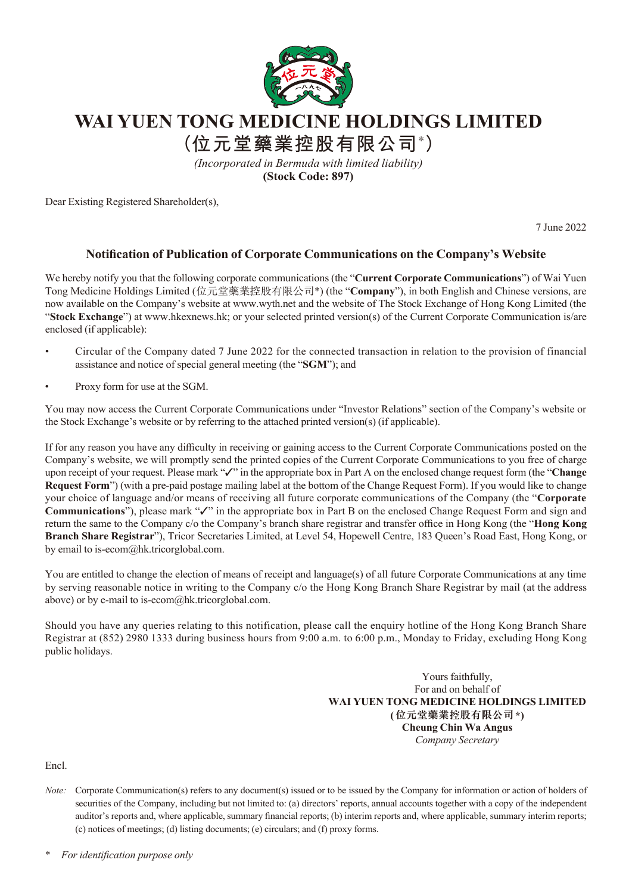# WAI YUEN TONG MEDICINE HOLDINGS LIMITED

# (位元堂藥業控股有限公司*)

*(Incorporated in Bermuda with limited liability)*

**(Stock Code: 897)**

Dear Existing Registered Shareholder(s),

7 June 2022

## Notification of Publication of Corporate Communications on the Company's Website

We hereby notify you that the following corporate communications (the "**Current Corporate Communications**") of Wai Yuen Tong Medicine Holdings Limited (位元堂藥業控股有限公司*) (the "**Company**"), in both English and Chinese versions, are now available on the Company's website at www.wyth.net and the website of The Stock Exchange of Hong Kong Limited (the "**Stock Exchange**") at www.hkexnews.hk; or your selected printed version(s) of the Current Corporate Communication is/are enclosed (if applicable):

- Circular of the Company dated 7 June 2022 for the connected transaction in relation to the provision of financial assistance and notice of special general meeting (the "**SGM**"); and
- Proxy form for use at the SGM.

You may now access the Current Corporate Communications under "Investor Relations" section of the Company's website or the Stock Exchange's website or by referring to the attached printed version(s) (if applicable).

If for any reason you have any difficulty in receiving or gaining access to the Current Corporate Communications posted on the Company's website, we will promptly send the printed copies of the Current Corporate Communications to you free of charge upon receipt of your request. Please mark "✓" in the appropriate box in Part A on the enclosed change request form (the "**Change Request Form**") (with a pre-paid postage mailing label at the bottom of the Change Request Form). If you would like to change your choice of language and/or means of receiving all future corporate communications of the Company (the "**Corporate Communications**"), please mark "✓" in the appropriate box in Part B on the enclosed Change Request Form and sign and return the same to the Company c/o the Company's branch share registrar and transfer office in Hong Kong (the "**Hong Kong Branch Share Registrar**"), Tricor Secretaries Limited, at Level 54, Hopewell Centre, 183 Queen's Road East, Hong Kong, or by email to is-ecom@hk.tricorglobal.com.

You are entitled to change the election of means of receipt and language(s) of all future Corporate Communications at any time by serving reasonable notice in writing to the Company c/o the Hong Kong Branch Share Registrar by mail (at the address above) or by e-mail to is-ecom@hk.tricorglobal.com.

Should you have any queries relating to this notification, please call the enquiry hotline of the Hong Kong Branch Share Registrar at (852) 2980 1333 during business hours from 9:00 a.m. to 6:00 p.m., Monday to Friday, excluding Hong Kong public holidays.

Yours faithfully,
For and on behalf of
**WAI YUEN TONG MEDICINE HOLDINGS LIMITED**
**(位元堂藥業控股有限公司*)**
**Cheung Chin Wa Angus**
*Company Secretary*

Encl.

*Note:* Corporate Communication(s) refers to any document(s) issued or to be issued by the Company for information or action of holders of securities of the Company, including but not limited to: (a) directors' reports, annual accounts together with a copy of the independent auditor's reports and, where applicable, summary financial reports; (b) interim reports and, where applicable, summary interim reports; (c) notices of meetings; (d) listing documents; (e) circulars; and (f) proxy forms.

\* *For identification purpose only*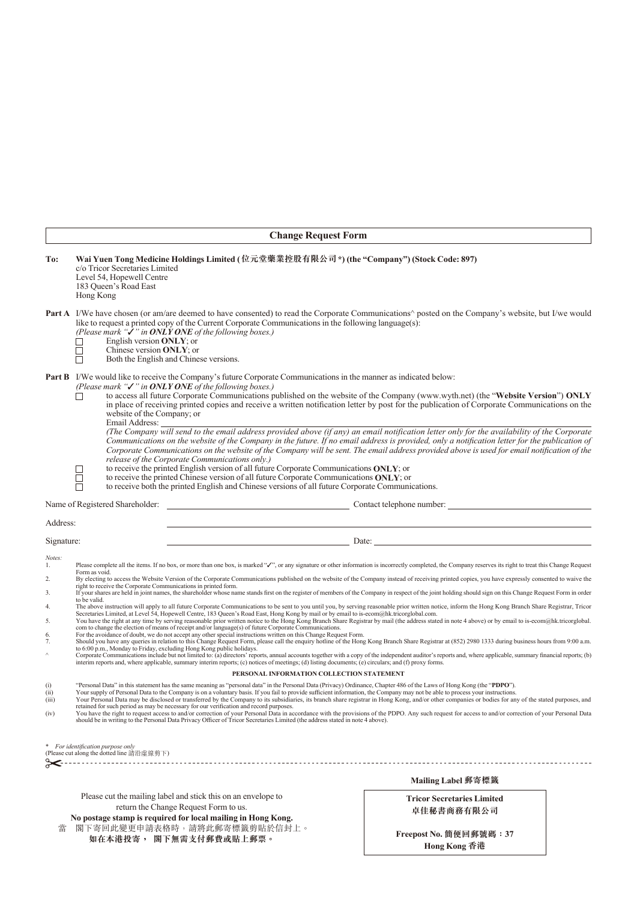## Change Request Form

**To: Wai Yuen Tong Medicine Holdings Limited (位元堂藥業控股有限公司*) (the "Company") (Stock Code: 897)**
c/o Tricor Secretaries Limited
Level 54, Hopewell Centre
183 Queen's Road East
Hong Kong

**Part A** I/We have chosen (or am/are deemed to have consented) to read the Corporate Communications^ posted on the Company's website, but I/we would like to request a printed copy of the Current Corporate Communications in the following language(s):
*(Please mark "✓" in **ONLY ONE** of the following boxes.)*

- ☐ English version **ONLY**; or
- ☐ Chinese version **ONLY**; or
- ☐ Both the English and Chinese versions.

**Part B** I/We would like to receive the Company's future Corporate Communications in the manner as indicated below:
*(Please mark "✓" in **ONLY ONE** of the following boxes.)*

- ☐ to access all future Corporate Communications published on the website of the Company (www.wyth.net) (the "**Website Version**") **ONLY** in place of receiving printed copies and receive a written notification letter by post for the publication of Corporate Communications on the website of the Company; or
  Email Address: ______________________________
  *(The Company will send to the email address provided above (if any) an email notification letter only for the availability of the Corporate Communications on the website of the Company in the future. If no email address is provided, only a notification letter for the publication of Corporate Communications on the website of the Company will be sent. The email address provided above is used for email notification of the release of the Corporate Communications only.)*
- ☐ to receive the printed English version of all future Corporate Communications **ONLY**; or
- ☐ to receive the printed Chinese version of all future Corporate Communications **ONLY**; or
- ☐ to receive both the printed English and Chinese versions of all future Corporate Communications.

Name of Registered Shareholder: ______________________ Contact telephone number: ______________________

Address: ______________________________

Signature: ______________________ Date: ______________________

*Notes:*

1. Please complete all the items. If no box, or more than one box, is marked "✓", or any signature or other information is incorrectly completed, the Company reserves its right to treat this Change Request Form as void.
2. By electing to access the Website Version of the Corporate Communications published on the website of the Company instead of receiving printed copies, you have expressly consented to waive the right to receive the Corporate Communications in printed form.
3. If your shares are held in joint names, the shareholder whose name stands first on the register of members of the Company in respect of the joint holding should sign on this Change Request Form in order to be valid.
4. The above instruction will apply to all future Corporate Communications to be sent to you until you, by serving reasonable prior written notice, inform the Hong Kong Branch Share Registrar, Tricor Secretaries Limited, at Level 54, Hopewell Centre, 183 Queen's Road East, Hong Kong by mail or by email to is-ecom@hk.tricorglobal.com.
5. You have the right at any time by serving reasonable prior written notice to the Hong Kong Branch Share Registrar by mail (the address stated in note 4 above) or by email to is-ecom@hk.tricorglobal.com to change the election of means of receipt and/or language(s) of future Corporate Communications.
6. For the avoidance of doubt, we do not accept any other special instructions written on this Change Request Form.
7. Should you have any queries in relation to this Change Request Form, please call the enquiry hotline of the Hong Kong Branch Share Registrar at (852) 2980 1333 during business hours from 9:00 a.m. to 6:00 p.m., Monday to Friday, excluding Hong Kong public holidays.

^ Corporate Communications include but not limited to: (a) directors' reports, annual accounts together with a copy of the independent auditor's reports and, where applicable, summary financial reports; (b) interim reports and, where applicable, summary interim reports; (c) notices of meetings; (d) listing documents; (e) circulars; and (f) proxy forms.

**PERSONAL INFORMATION COLLECTION STATEMENT**

(i) "Personal Data" in this statement has the same meaning as "personal data" in the Personal Data (Privacy) Ordinance, Chapter 486 of the Laws of Hong Kong (the "**PDPO**").
(ii) Your supply of Personal Data to the Company is on a voluntary basis. If you fail to provide sufficient information, the Company may not be able to process your instructions.
(iii) Your Personal Data may be disclosed or transferred by the Company to its subsidiaries, its branch share registrar in Hong Kong, and/or other companies or bodies for any of the stated purposes, and retained for such period as may be necessary for our verification and record purposes.
(iv) You have the right to request access to and/or correction of your Personal Data in accordance with the provisions of the PDPO. Any such request for access to and/or correction of your Personal Data should be in writing to the Personal Data Privacy Officer of Tricor Secretaries Limited (the address stated in note 4 above).

\* *For identification purpose only*
(Please cut along the dotted line 請沿虛線剪下)

**Mailing Label 郵寄標籤**

Please cut the mailing label and stick this on an envelope to return the Change Request Form to us.
**No postage stamp is required for local mailing in Hong Kong.**
當 閣下寄回此變更申請表格時，請將此郵寄標籤剪貼於信封上。
**如在本港投寄， 閣下無需支付郵費或貼上郵票。**

**Tricor Secretaries Limited**
**卓佳秘書商務有限公司**

**Freepost No. 簡便回郵號碼：37**
**Hong Kong 香港**